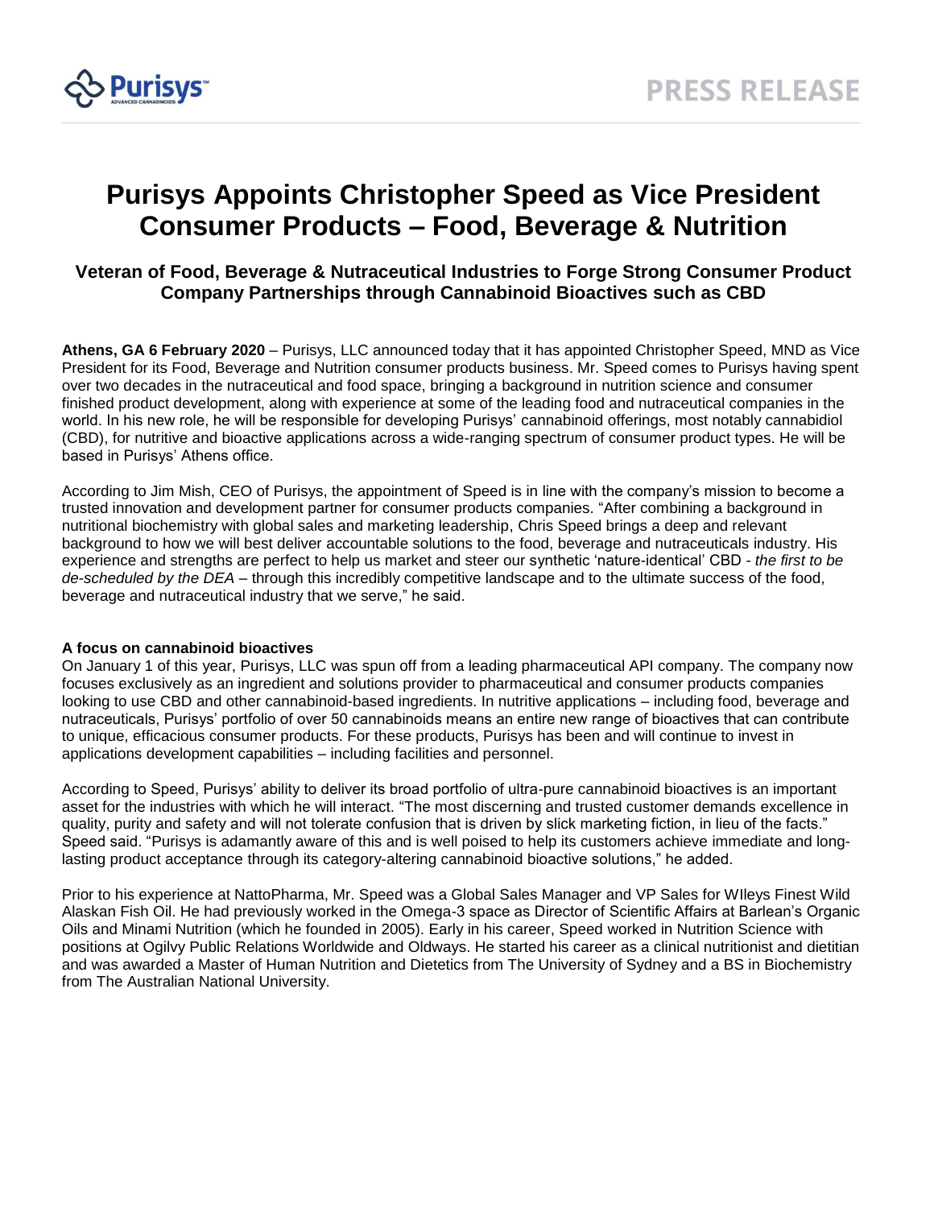**Purisys**
ADVANCED CANNABINOIDS

PRESS RELEASE

# Purisys Appoints Christopher Speed as Vice President Consumer Products – Food, Beverage & Nutrition

## Veteran of Food, Beverage & Nutraceutical Industries to Forge Strong Consumer Product Company Partnerships through Cannabinoid Bioactives such as CBD

**Athens, GA 6 February 2020** – Purisys, LLC announced today that it has appointed Christopher Speed, MND as Vice President for its Food, Beverage and Nutrition consumer products business. Mr. Speed comes to Purisys having spent over two decades in the nutraceutical and food space, bringing a background in nutrition science and consumer finished product development, along with experience at some of the leading food and nutraceutical companies in the world. In his new role, he will be responsible for developing Purisys' cannabinoid offerings, most notably cannabidiol (CBD), for nutritive and bioactive applications across a wide-ranging spectrum of consumer product types. He will be based in Purisys' Athens office.

According to Jim Mish, CEO of Purisys, the appointment of Speed is in line with the company's mission to become a trusted innovation and development partner for consumer products companies. "After combining a background in nutritional biochemistry with global sales and marketing leadership, Chris Speed brings a deep and relevant background to how we will best deliver accountable solutions to the food, beverage and nutraceuticals industry. His experience and strengths are perfect to help us market and steer our synthetic 'nature-identical' CBD - *the first to be de-scheduled by the DEA* – through this incredibly competitive landscape and to the ultimate success of the food, beverage and nutraceutical industry that we serve," he said.

**A focus on cannabinoid bioactives**

On January 1 of this year, Purisys, LLC was spun off from a leading pharmaceutical API company. The company now focuses exclusively as an ingredient and solutions provider to pharmaceutical and consumer products companies looking to use CBD and other cannabinoid-based ingredients. In nutritive applications – including food, beverage and nutraceuticals, Purisys' portfolio of over 50 cannabinoids means an entire new range of bioactives that can contribute to unique, efficacious consumer products. For these products, Purisys has been and will continue to invest in applications development capabilities – including facilities and personnel.

According to Speed, Purisys' ability to deliver its broad portfolio of ultra-pure cannabinoid bioactives is an important asset for the industries with which he will interact. "The most discerning and trusted customer demands excellence in quality, purity and safety and will not tolerate confusion that is driven by slick marketing fiction, in lieu of the facts." Speed said. "Purisys is adamantly aware of this and is well poised to help its customers achieve immediate and long-lasting product acceptance through its category-altering cannabinoid bioactive solutions," he added.

Prior to his experience at NattoPharma, Mr. Speed was a Global Sales Manager and VP Sales for WIleys Finest Wild Alaskan Fish Oil. He had previously worked in the Omega-3 space as Director of Scientific Affairs at Barlean's Organic Oils and Minami Nutrition (which he founded in 2005). Early in his career, Speed worked in Nutrition Science with positions at Ogilvy Public Relations Worldwide and Oldways. He started his career as a clinical nutritionist and dietitian and was awarded a Master of Human Nutrition and Dietetics from The University of Sydney and a BS in Biochemistry from The Australian National University.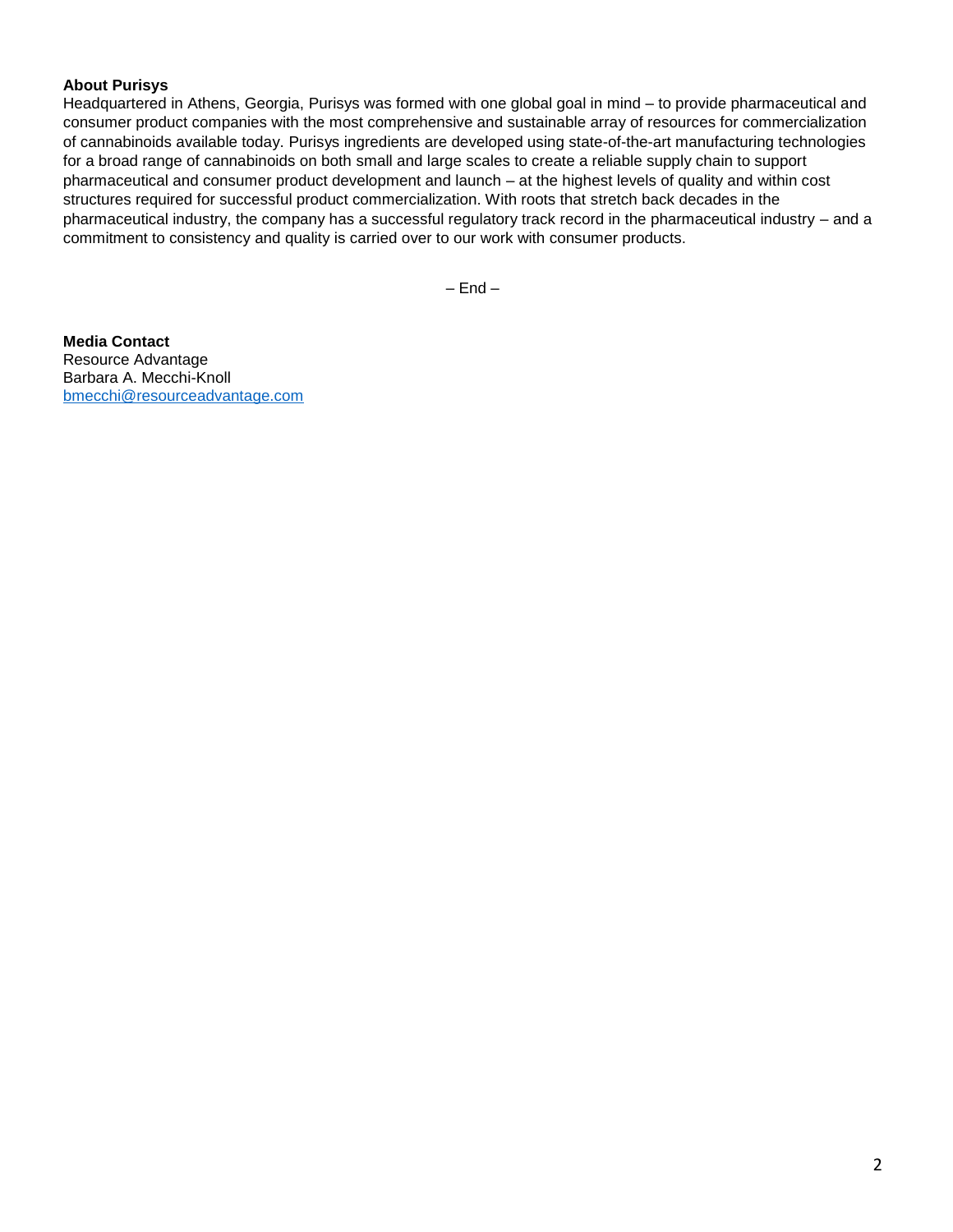**About Purisys**

Headquartered in Athens, Georgia, Purisys was formed with one global goal in mind – to provide pharmaceutical and consumer product companies with the most comprehensive and sustainable array of resources for commercialization of cannabinoids available today. Purisys ingredients are developed using state-of-the-art manufacturing technologies for a broad range of cannabinoids on both small and large scales to create a reliable supply chain to support pharmaceutical and consumer product development and launch – at the highest levels of quality and within cost structures required for successful product commercialization. With roots that stretch back decades in the pharmaceutical industry, the company has a successful regulatory track record in the pharmaceutical industry – and a commitment to consistency and quality is carried over to our work with consumer products.

– End –

**Media Contact**
Resource Advantage
Barbara A. Mecchi-Knoll
bmecchi@resourceadvantage.com